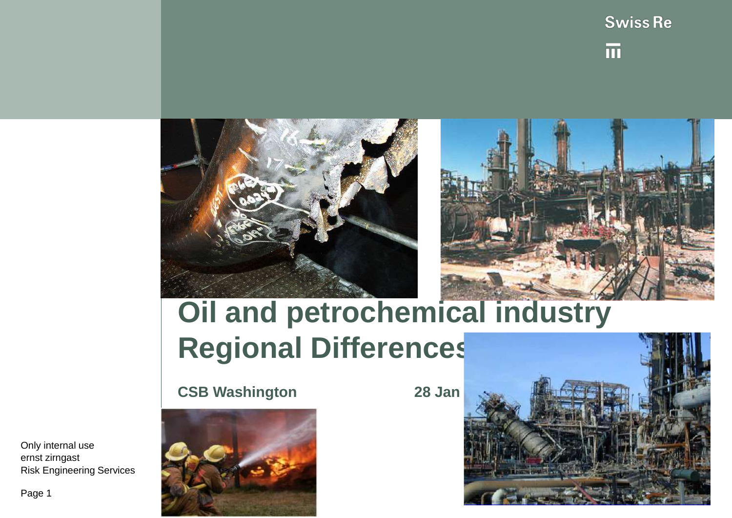# Oil and petrochemical industry
# Regional Differences

**CSB Washington** **28 Jan**

Only internal use
ernst zirngast
Risk Engineering Services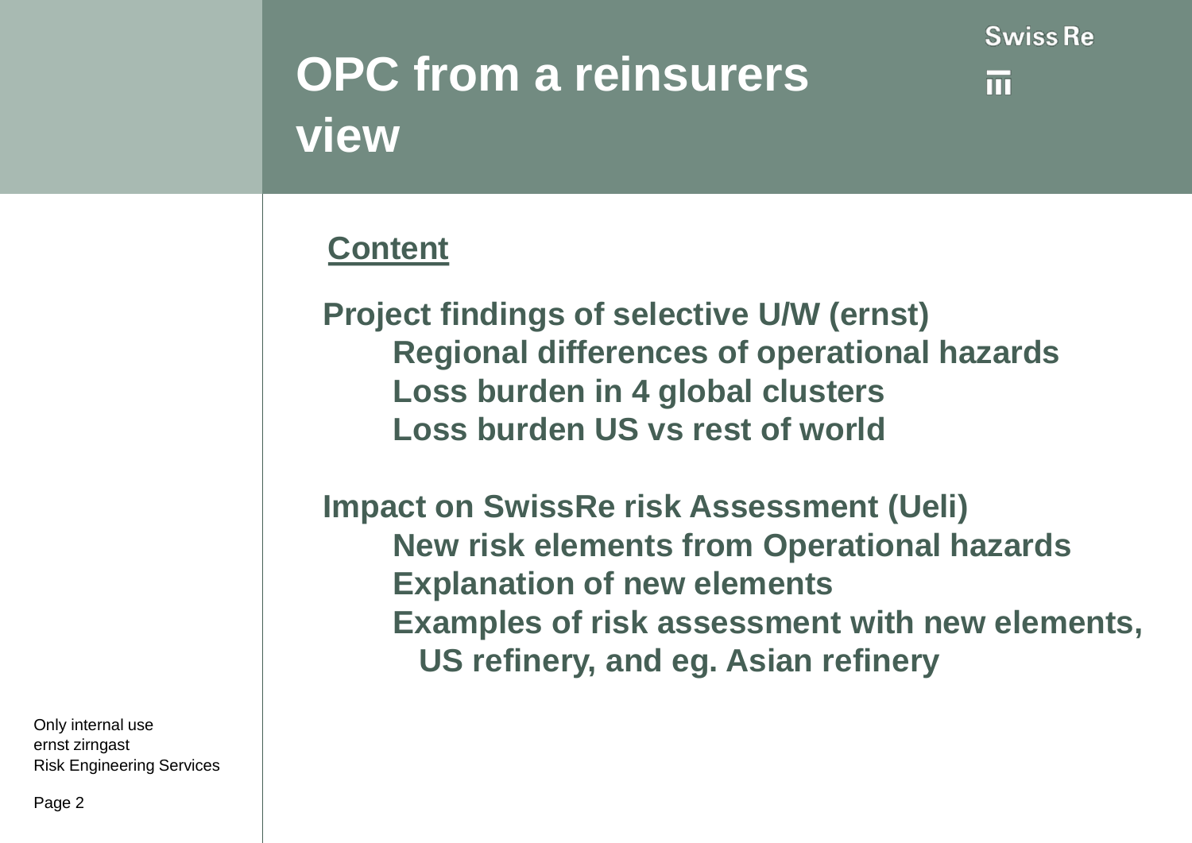# OPC from a reinsurers view

## Content

**Project findings of selective U/W (ernst)**
- **Regional differences of operational hazards**
- **Loss burden in 4 global clusters**
- **Loss burden US vs rest of world**

**Impact on SwissRe risk Assessment (Ueli)**
- **New risk elements from Operational hazards**
- **Explanation of new elements**
- **Examples of risk assessment with new elements, US refinery, and eg. Asian refinery**

Only internal use
ernst zirngast
Risk Engineering Services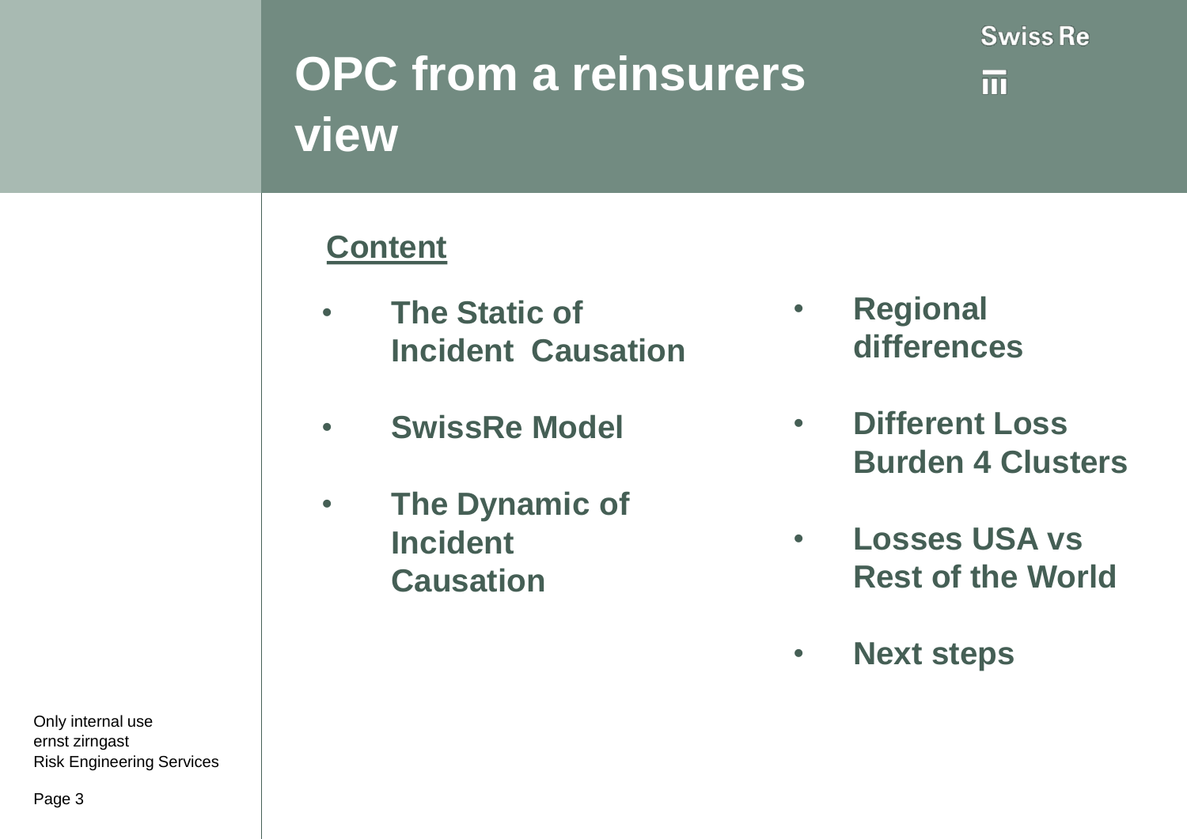# OPC from a reinsurers view

## Content

- The Static of Incident Causation
- SwissRe Model
- The Dynamic of Incident Causation
- Regional differences
- Different Loss Burden 4 Clusters
- Losses USA vs Rest of the World
- Next steps

Only internal use
ernst zirngast
Risk Engineering Services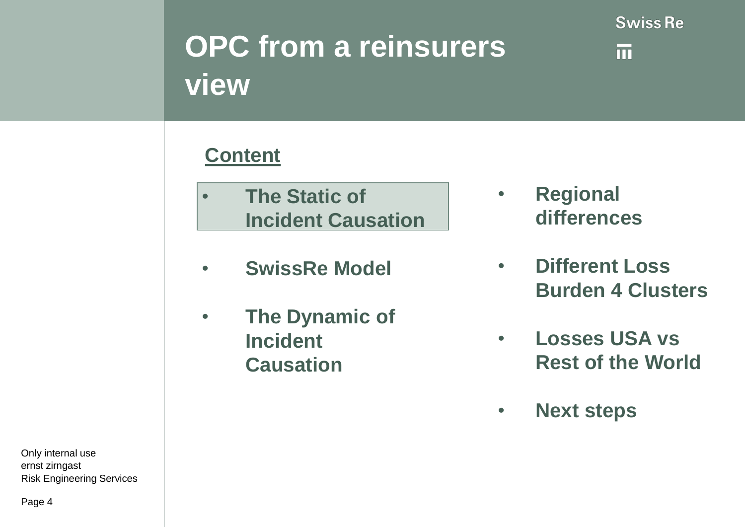# OPC from a reinsurers view

## Content

- **The Static of Incident Causation**
- **SwissRe Model**
- **The Dynamic of Incident Causation**
- **Regional differences**
- **Different Loss Burden 4 Clusters**
- **Losses USA vs Rest of the World**
- **Next steps**

Only internal use
ernst zirngast
Risk Engineering Services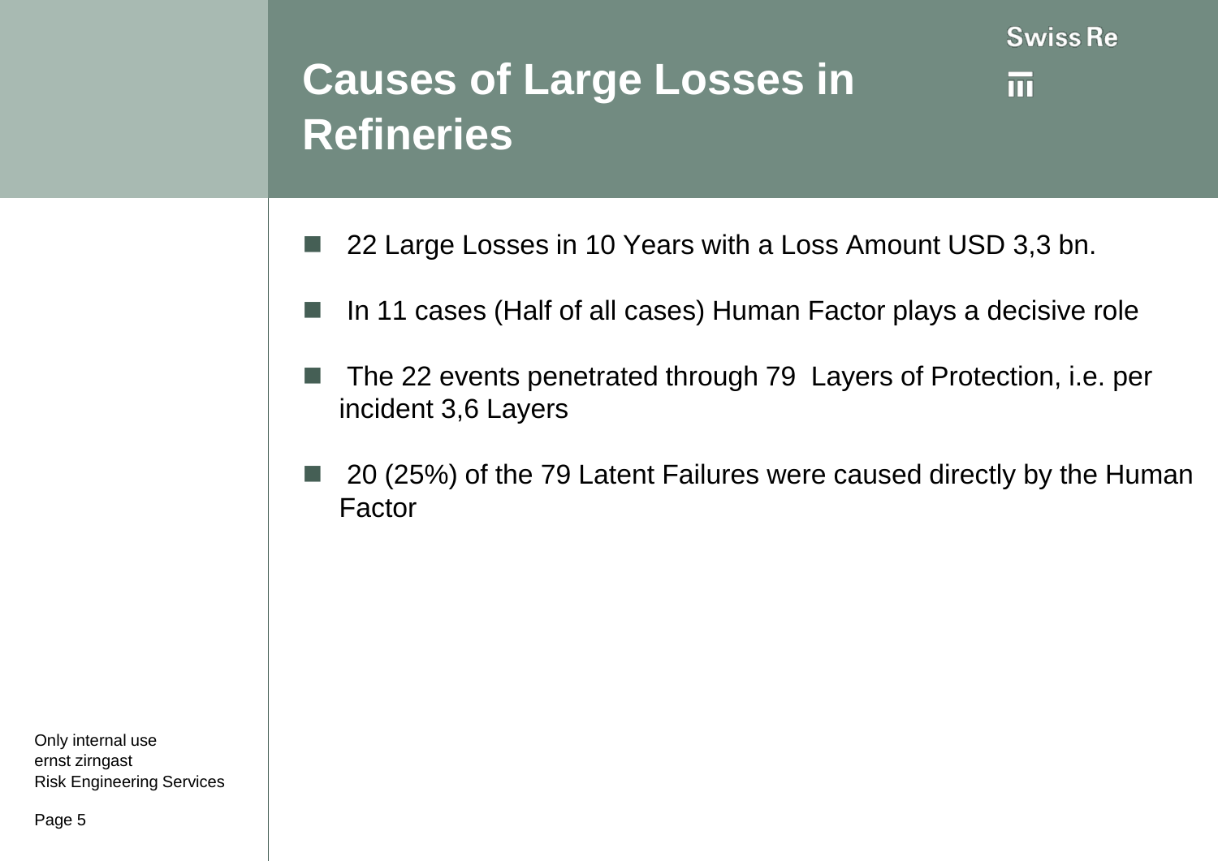# Causes of Large Losses in Refineries

- 22 Large Losses in 10 Years with a Loss Amount USD 3,3 bn.
- In 11 cases (Half of all cases) Human Factor plays a decisive role
- The 22 events penetrated through 79 Layers of Protection, i.e. per incident 3,6 Layers
- 20 (25%) of the 79 Latent Failures were caused directly by the Human Factor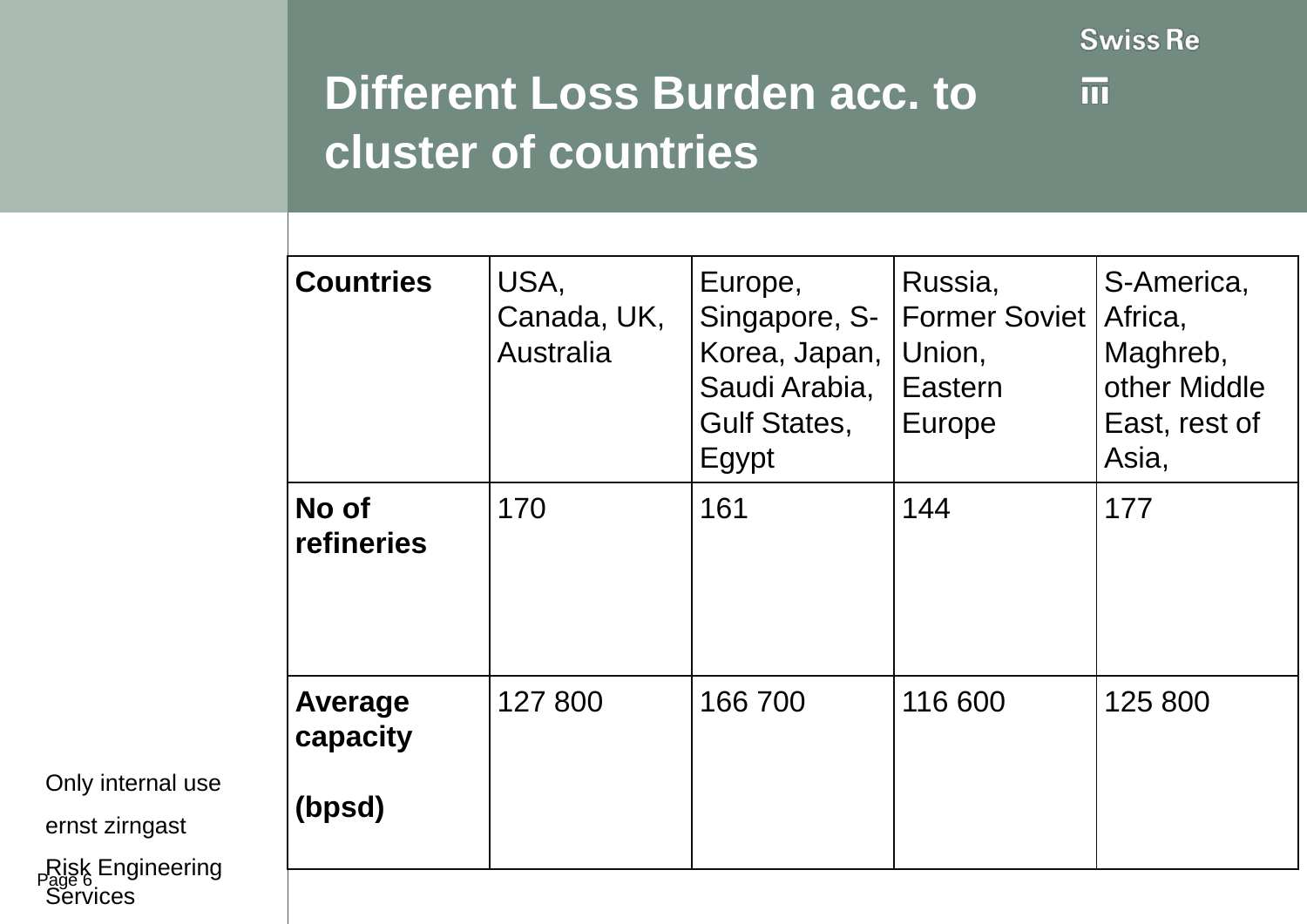# Different Loss Burden acc. to cluster of countries

| Countries | USA, Canada, UK, Australia | Europe, Singapore, S-Korea, Japan, Saudi Arabia, Gulf States, Egypt | Russia, Former Soviet Union, Eastern Europe | S-America, Africa, Maghreb, other Middle East, rest of Asia, |
|---|---|---|---|---|
| **No of refineries** | 170 | 161 | 144 | 177 |
| **Average capacity (bpsd)** | 127 800 | 166 700 | 116 600 | 125 800 |

Only internal use

ernst zirngast

Risk Engineering Services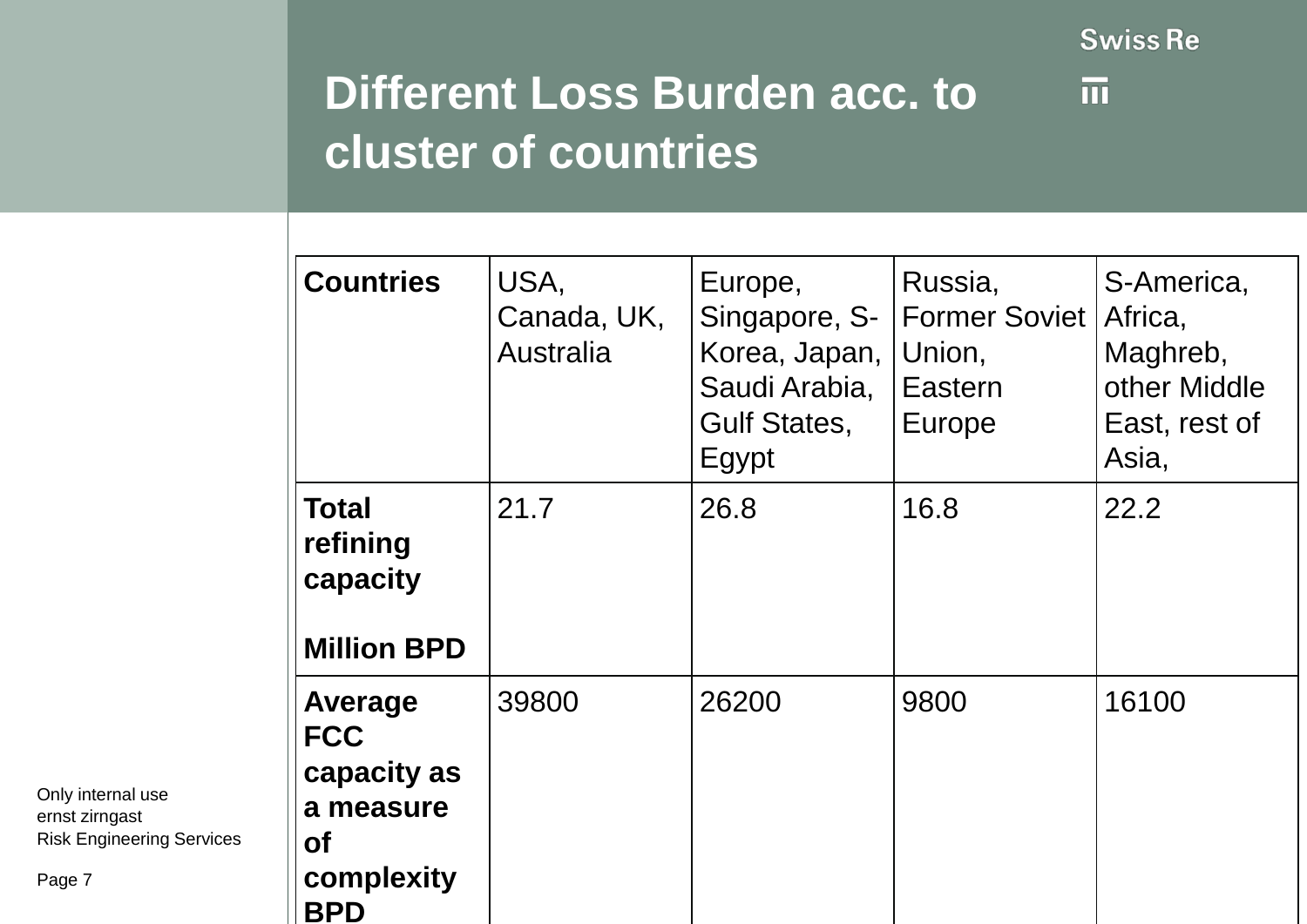# Different Loss Burden acc. to cluster of countries

| Countries | USA, Canada, UK, Australia | Europe, Singapore, S-Korea, Japan, Saudi Arabia, Gulf States, Egypt | Russia, Former Soviet Union, Eastern Europe | S-America, Africa, Maghreb, other Middle East, rest of Asia, |
|---|---|---|---|---|
| **Total refining capacity Million BPD** | 21.7 | 26.8 | 16.8 | 22.2 |
| **Average FCC capacity as a measure of complexity BPD** | 39800 | 26200 | 9800 | 16100 |

Only internal use
ernst zirngast
Risk Engineering Services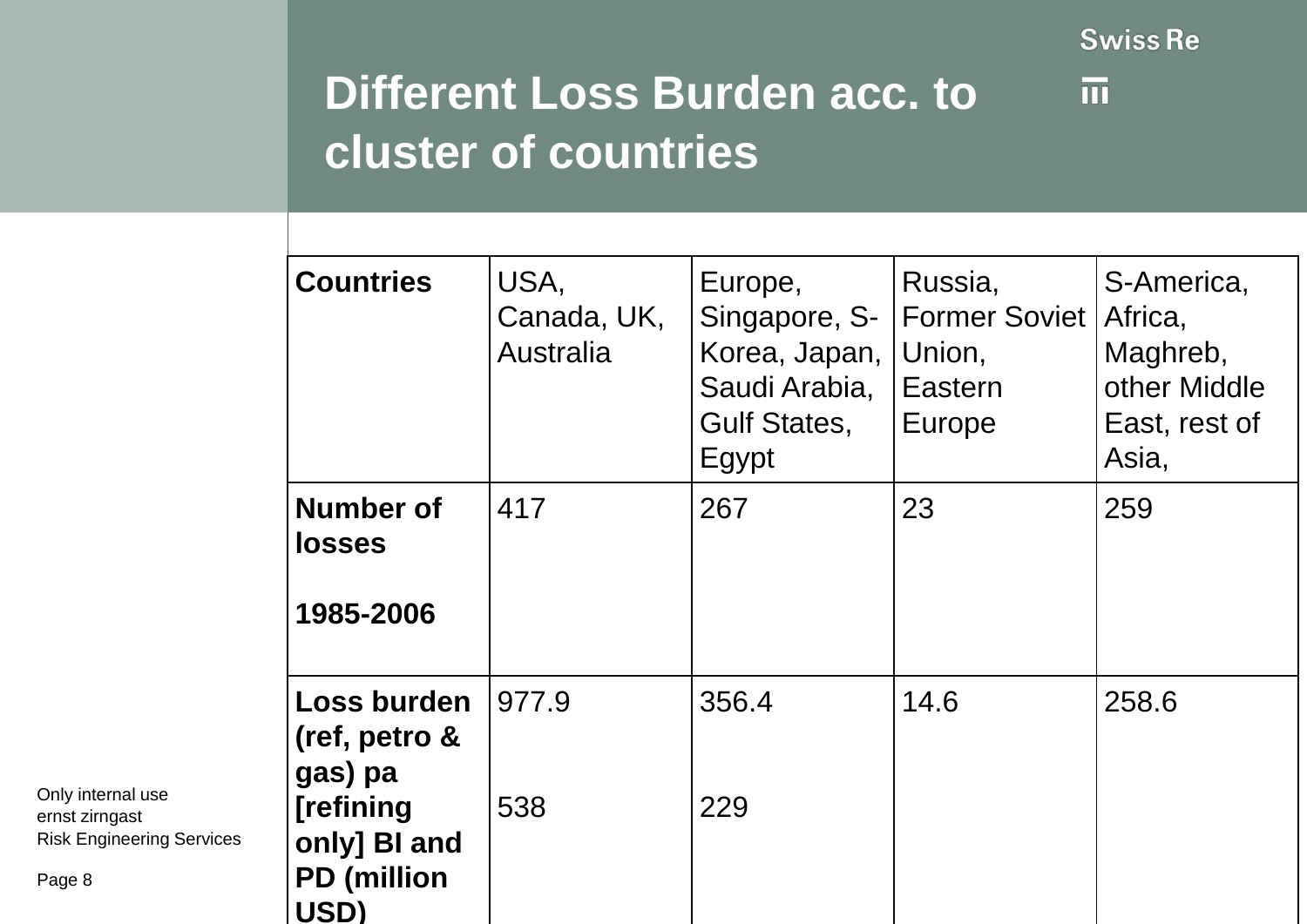# Different Loss Burden acc. to cluster of countries

| Countries | USA, Canada, UK, Australia | Europe, Singapore, S-Korea, Japan, Saudi Arabia, Gulf States, Egypt | Russia, Former Soviet Union, Eastern Europe | S-America, Africa, Maghreb, other Middle East, rest of Asia, |
|---|---|---|---|---|
| **Number of losses 1985-2006** | 417 | 267 | 23 | 259 |
| **Loss burden (ref, petro & gas) pa [refining only] BI and PD (million USD)** | 977.9<br><br>538 | 356.4<br><br>229 | 14.6 | 258.6 |

Only internal use
ernst zirngast
Risk Engineering Services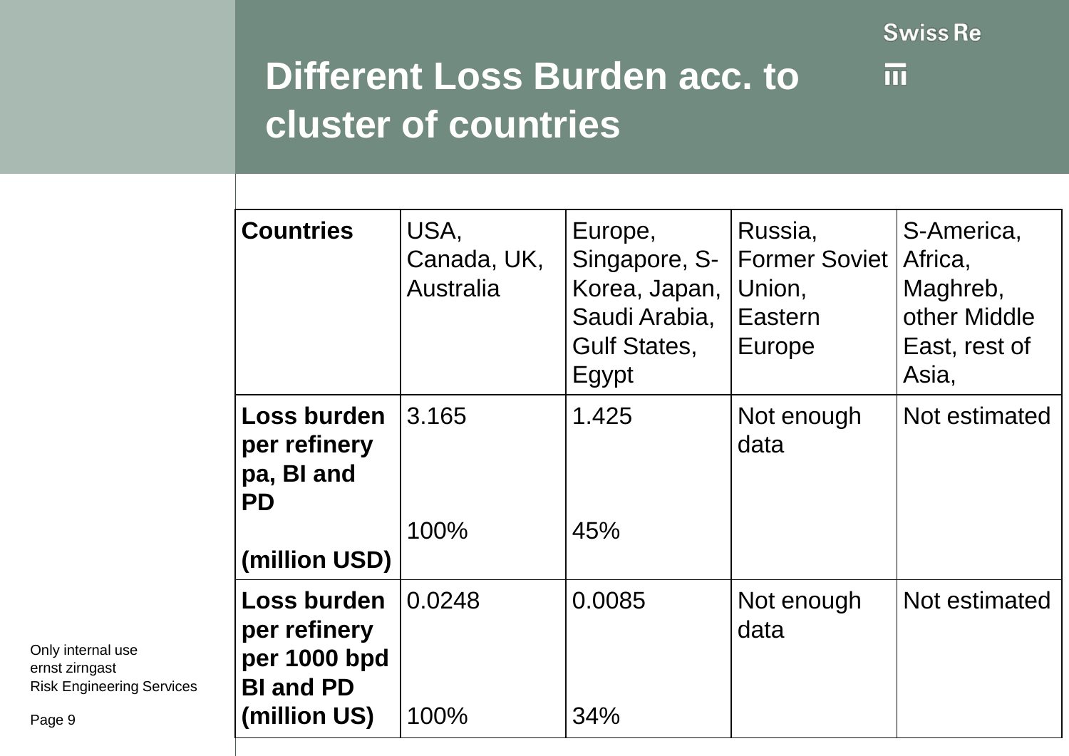# Different Loss Burden acc. to cluster of countries

| **Countries** | USA, Canada, UK, Australia | Europe, Singapore, S-Korea, Japan, Saudi Arabia, Gulf States, Egypt | Russia, Former Soviet Union, Eastern Europe | S-America, Africa, Maghreb, other Middle East, rest of Asia, |
|---|---|---|---|---|
| **Loss burden per refinery pa, BI and PD (million USD)** | 3.165<br><br>100% | 1.425<br><br>45% | Not enough data | Not estimated |
| **Loss burden per refinery per 1000 bpd BI and PD (million US)** | 0.0248<br><br>100% | 0.0085<br><br>34% | Not enough data | Not estimated |

Only internal use
ernst zirngast
Risk Engineering Services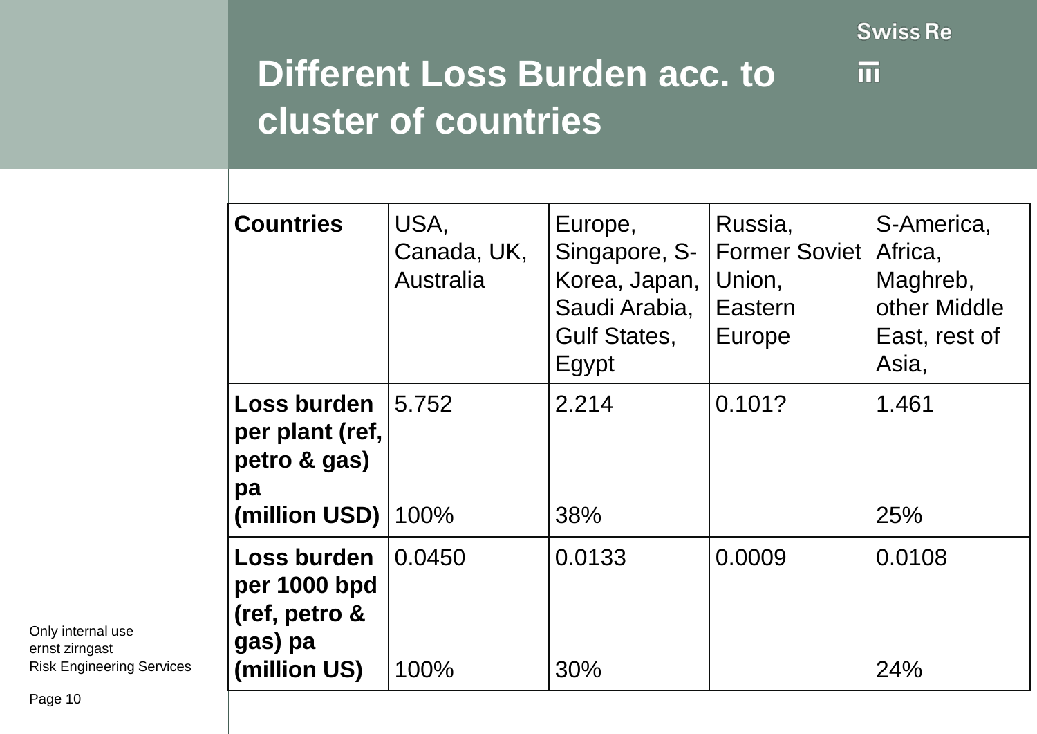# Different Loss Burden acc. to cluster of countries

| Countries | USA, Canada, UK, Australia | Europe, Singapore, S-Korea, Japan, Saudi Arabia, Gulf States, Egypt | Russia, Former Soviet Union, Eastern Europe | S-America, Africa, Maghreb, other Middle East, rest of Asia, |
|---|---|---|---|---|
| **Loss burden per plant (ref, petro & gas) pa (million USD)** | 5.752<br>100% | 2.214<br>38% | 0.101? | 1.461<br>25% |
| **Loss burden per 1000 bpd (ref, petro & gas) pa (million US)** | 0.0450<br>100% | 0.0133<br>30% | 0.0009 | 0.0108<br>24% |

Only internal use
ernst zirngast
Risk Engineering Services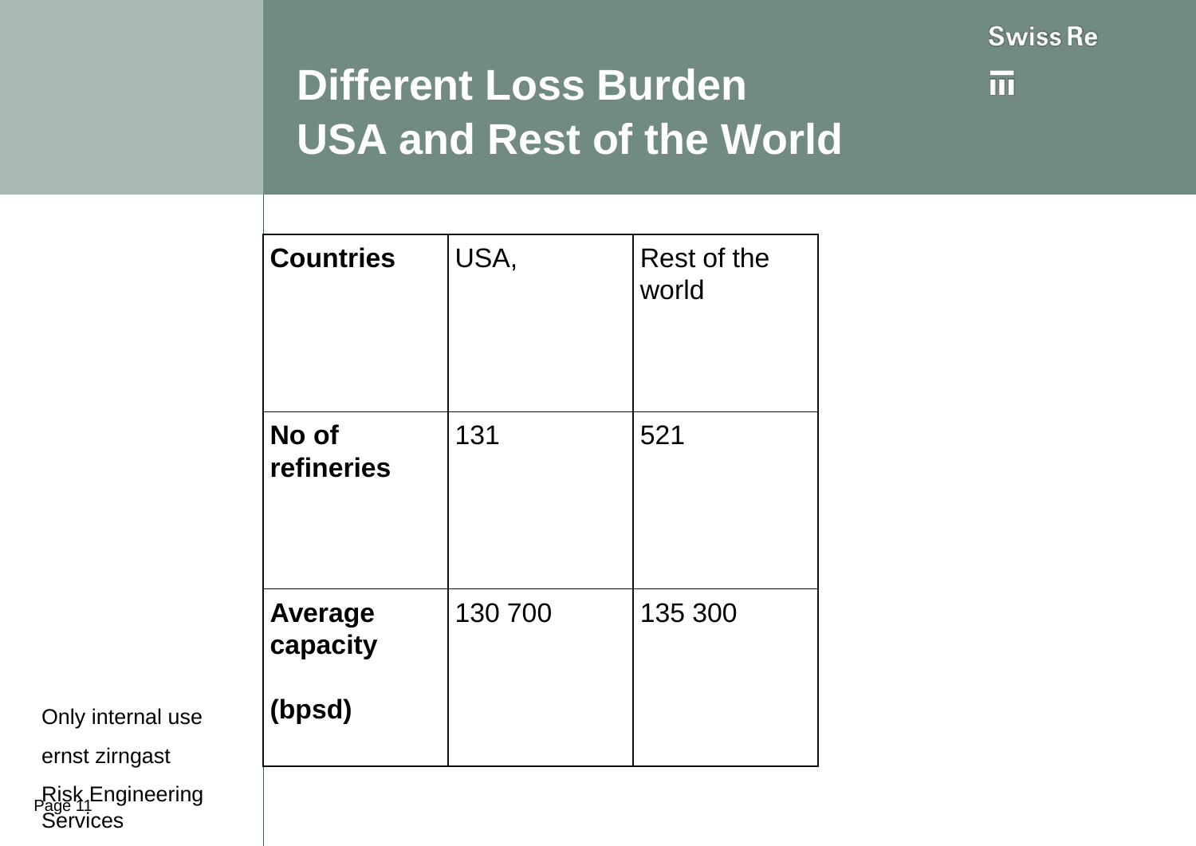# Different Loss Burden USA and Rest of the World

| Countries | USA, | Rest of the world |
|---|---|---|
| **No of refineries** | 131 | 521 |
| **Average capacity (bpsd)** | 130 700 | 135 300 |

Only internal use

ernst zirngast

Risk Engineering Services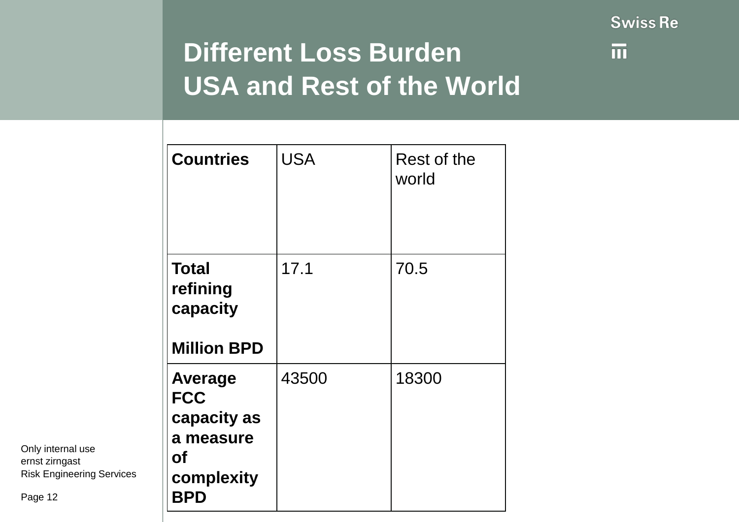# Different Loss Burden USA and Rest of the World

| **Countries** | USA | Rest of the world |
|---|---|---|
| **Total refining capacity Million BPD** | 17.1 | 70.5 |
| **Average FCC capacity as a measure of complexity BPD** | 43500 | 18300 |

Only internal use
ernst zirngast
Risk Engineering Services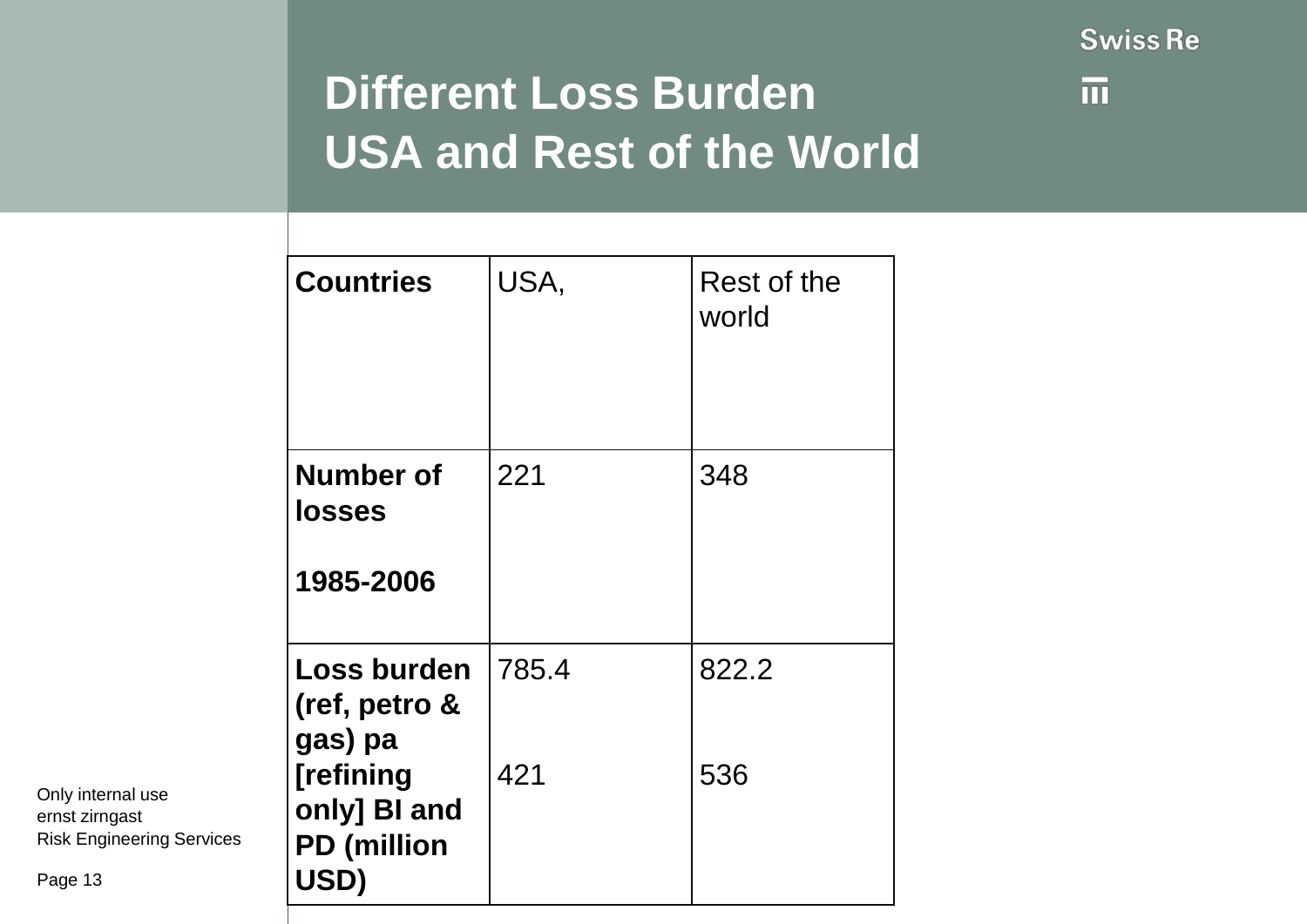# Different Loss Burden USA and Rest of the World

| **Countries** | USA, | Rest of the world |
|---|---|---|
| **Number of losses**<br><br>**1985-2006** | 221 | 348 |
| **Loss burden (ref, petro & gas) pa [refining only] BI and PD (million USD)** | 785.4<br><br>421 | 822.2<br><br>536 |

Only internal use
ernst zirngast
Risk Engineering Services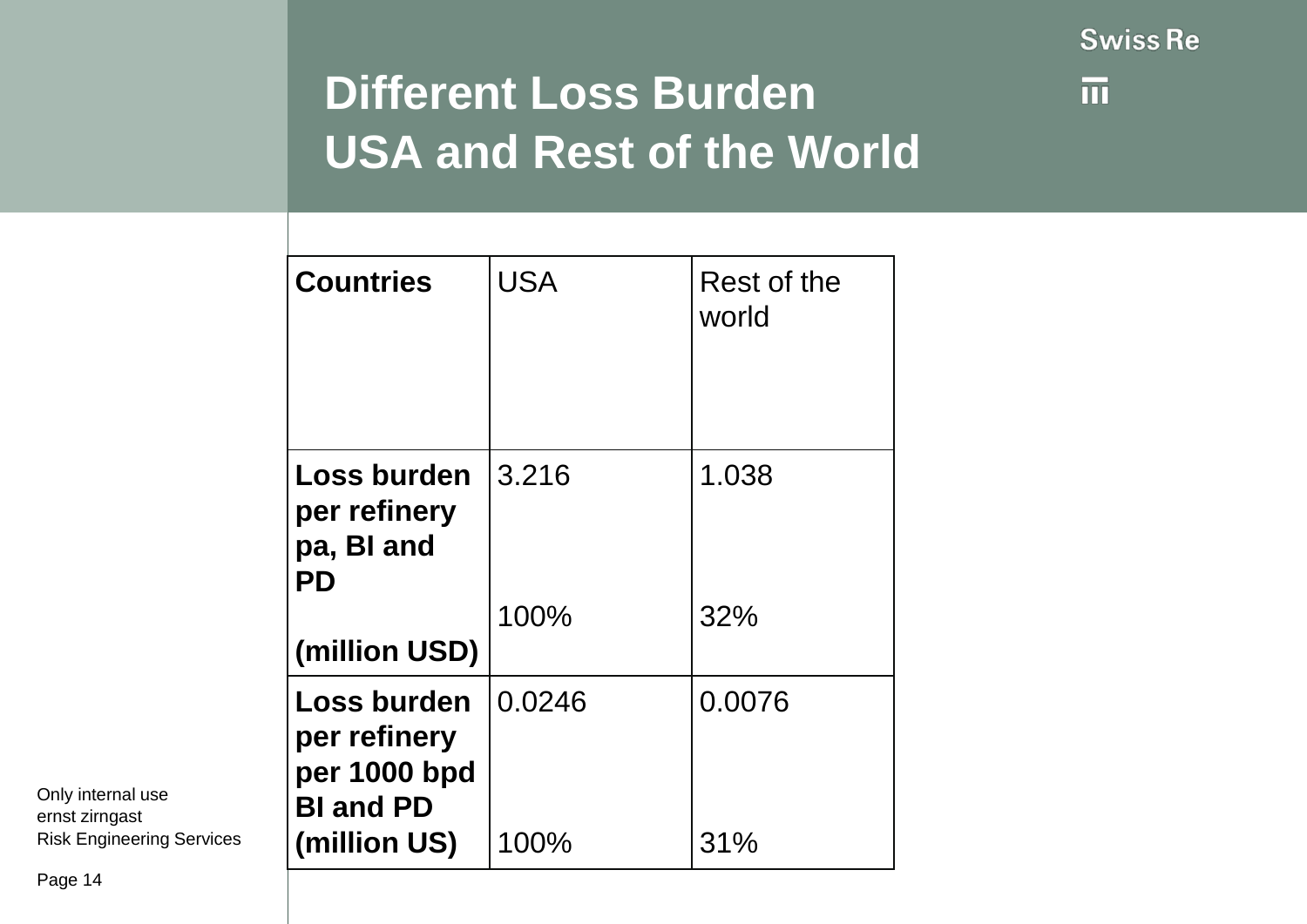# Different Loss Burden USA and Rest of the World

| **Countries** | USA | Rest of the world |
|---|---|---|
| **Loss burden per refinery pa, BI and PD (million USD)** | 3.216<br>100% | 1.038<br>32% |
| **Loss burden per refinery per 1000 bpd BI and PD (million US)** | 0.0246<br>100% | 0.0076<br>31% |

Only internal use
ernst zirngast
Risk Engineering Services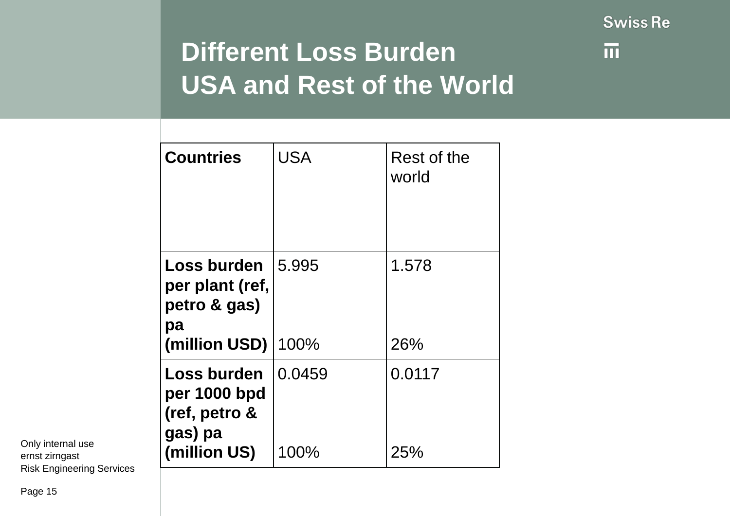# Different Loss Burden USA and Rest of the World

| Countries | USA | Rest of the world |
|---|---|---|
| **Loss burden per plant (ref, petro & gas) pa (million USD)** | 5.995<br>100% | 1.578<br>26% |
| **Loss burden per 1000 bpd (ref, petro & gas) pa (million US)** | 0.0459<br>100% | 0.0117<br>25% |

Only internal use
ernst zirngast
Risk Engineering Services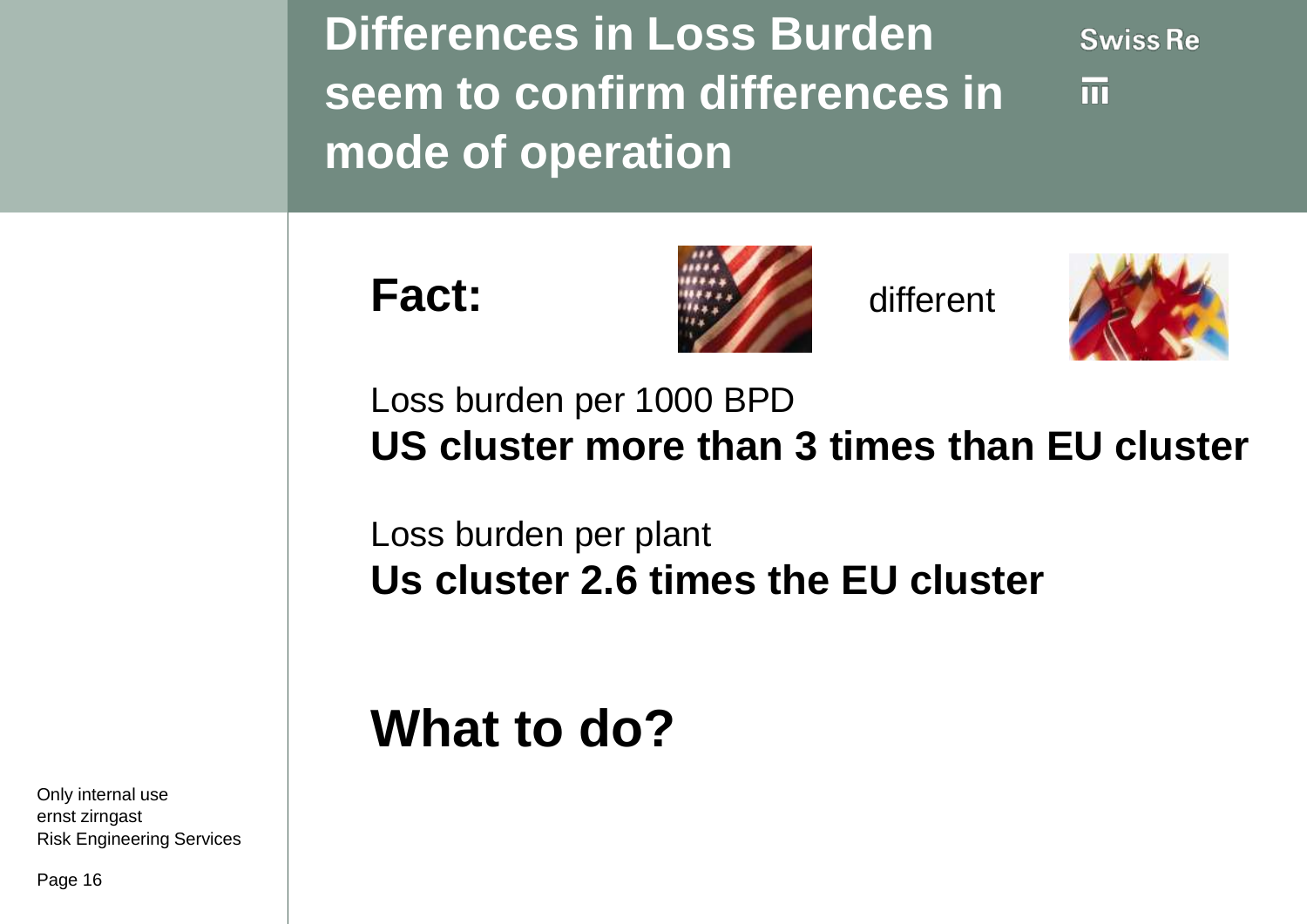# Differences in Loss Burden seem to confirm differences in mode of operation

**Fact:** different

Loss burden per 1000 BPD
**US cluster more than 3 times than EU cluster**

Loss burden per plant
**Us cluster 2.6 times the EU cluster**

# What to do?

Only internal use
ernst zirngast
Risk Engineering Services